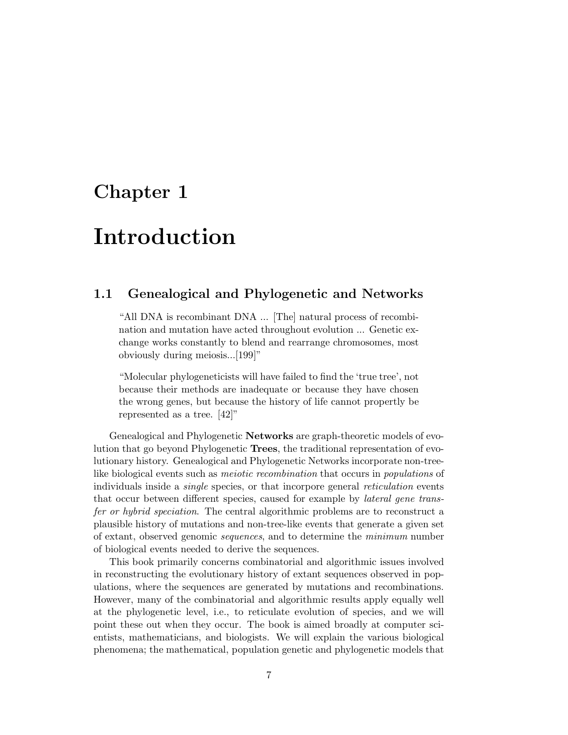# Chapter 1

# Introduction

## 1.1 Genealogical and Phylogenetic and Networks

> "All DNA is recombinant DNA ... [The] natural process of recombination and mutation have acted throughout evolution ... Genetic exchange works constantly to blend and rearrange chromosomes, most obviously during meiosis...[199]"

> "Molecular phylogeneticists will have failed to find the 'true tree', not because their methods are inadequate or because they have chosen the wrong genes, but because the history of life cannot propertly be represented as a tree. [42]"

Genealogical and Phylogenetic **Networks** are graph-theoretic models of evolution that go beyond Phylogenetic **Trees**, the traditional representation of evolutionary history. Genealogical and Phylogenetic Networks incorporate non-tree-like biological events such as *meiotic recombination* that occurs in *populations* of individuals inside a *single* species, or that incorpore general *reticulation* events that occur between different species, caused for example by *lateral gene transfer or hybrid speciation*. The central algorithmic problems are to reconstruct a plausible history of mutations and non-tree-like events that generate a given set of extant, observed genomic *sequences*, and to determine the *minimum* number of biological events needed to derive the sequences.

This book primarily concerns combinatorial and algorithmic issues involved in reconstructing the evolutionary history of extant sequences observed in populations, where the sequences are generated by mutations and recombinations. However, many of the combinatorial and algorithmic results apply equally well at the phylogenetic level, i.e., to reticulate evolution of species, and we will point these out when they occur. The book is aimed broadly at computer scientists, mathematicians, and biologists. We will explain the various biological phenomena; the mathematical, population genetic and phylogenetic models that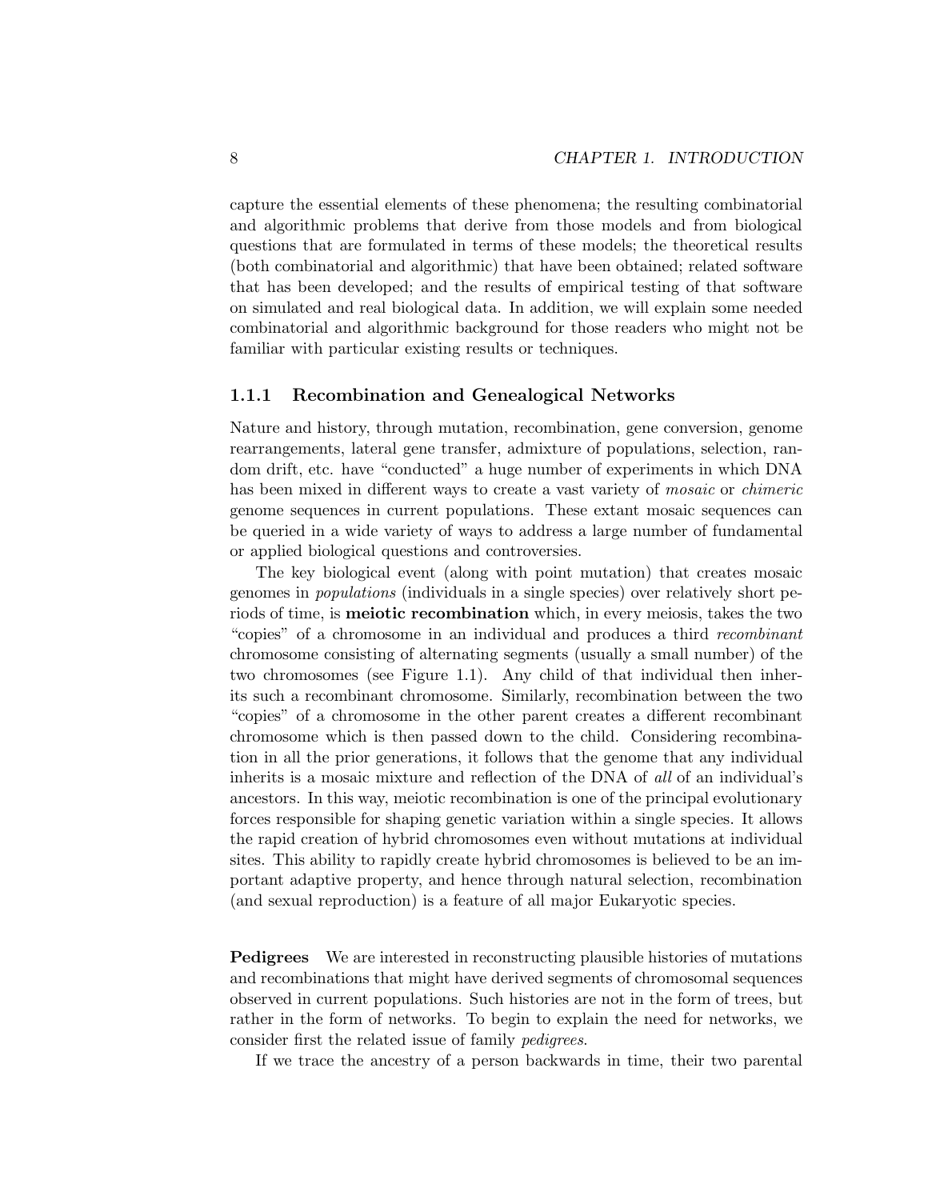capture the essential elements of these phenomena; the resulting combinatorial and algorithmic problems that derive from those models and from biological questions that are formulated in terms of these models; the theoretical results (both combinatorial and algorithmic) that have been obtained; related software that has been developed; and the results of empirical testing of that software on simulated and real biological data. In addition, we will explain some needed combinatorial and algorithmic background for those readers who might not be familiar with particular existing results or techniques.

### 1.1.1 Recombination and Genealogical Networks

Nature and history, through mutation, recombination, gene conversion, genome rearrangements, lateral gene transfer, admixture of populations, selection, random drift, etc. have "conducted" a huge number of experiments in which DNA has been mixed in different ways to create a vast variety of *mosaic* or *chimeric* genome sequences in current populations. These extant mosaic sequences can be queried in a wide variety of ways to address a large number of fundamental or applied biological questions and controversies.

The key biological event (along with point mutation) that creates mosaic genomes in *populations* (individuals in a single species) over relatively short periods of time, is **meiotic recombination** which, in every meiosis, takes the two "copies" of a chromosome in an individual and produces a third *recombinant* chromosome consisting of alternating segments (usually a small number) of the two chromosomes (see Figure 1.1). Any child of that individual then inherits such a recombinant chromosome. Similarly, recombination between the two "copies" of a chromosome in the other parent creates a different recombinant chromosome which is then passed down to the child. Considering recombination in all the prior generations, it follows that the genome that any individual inherits is a mosaic mixture and reflection of the DNA of *all* of an individual's ancestors. In this way, meiotic recombination is one of the principal evolutionary forces responsible for shaping genetic variation within a single species. It allows the rapid creation of hybrid chromosomes even without mutations at individual sites. This ability to rapidly create hybrid chromosomes is believed to be an important adaptive property, and hence through natural selection, recombination (and sexual reproduction) is a feature of all major Eukaryotic species.

**Pedigrees** We are interested in reconstructing plausible histories of mutations and recombinations that might have derived segments of chromosomal sequences observed in current populations. Such histories are not in the form of trees, but rather in the form of networks. To begin to explain the need for networks, we consider first the related issue of family *pedigrees*.

If we trace the ancestry of a person backwards in time, their two parental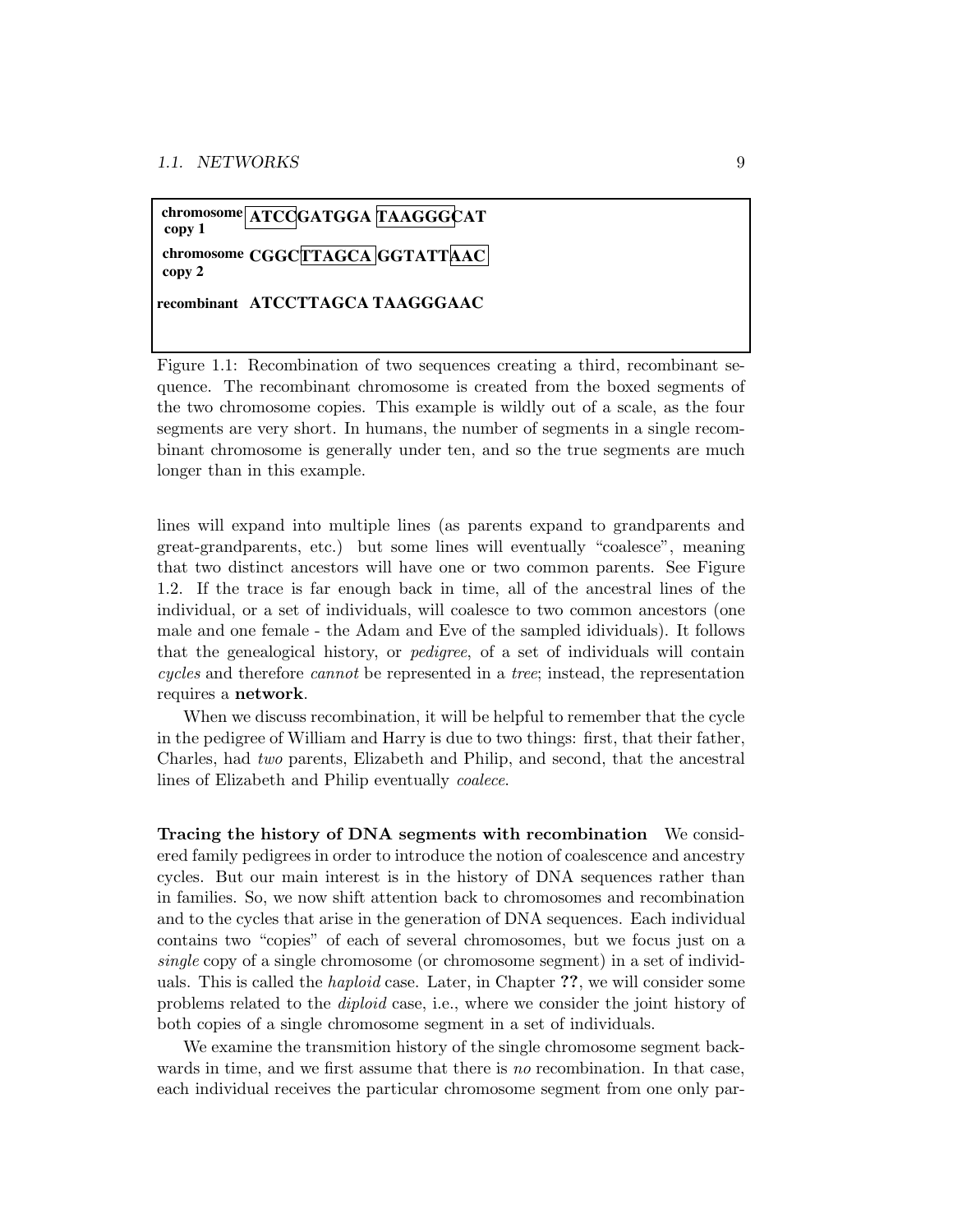chromosome copy 1 ATCCGATGGA TAAGGGCAT

chromosome copy 2 CGGCTTAGCA GGTATTAAC

recombinant ATCCTTAGCA TAAGGGAAC

Figure 1.1: Recombination of two sequences creating a third, recombinant sequence. The recombinant chromosome is created from the boxed segments of the two chromosome copies. This example is wildly out of a scale, as the four segments are very short. In humans, the number of segments in a single recombinant chromosome is generally under ten, and so the true segments are much longer than in this example.

lines will expand into multiple lines (as parents expand to grandparents and great-grandparents, etc.) but some lines will eventually "coalesce", meaning that two distinct ancestors will have one or two common parents. See Figure 1.2. If the trace is far enough back in time, all of the ancestral lines of the individual, or a set of individuals, will coalesce to two common ancestors (one male and one female - the Adam and Eve of the sampled idividuals). It follows that the genealogical history, or *pedigree*, of a set of individuals will contain *cycles* and therefore *cannot* be represented in a *tree*; instead, the representation requires a **network**.

When we discuss recombination, it will be helpful to remember that the cycle in the pedigree of William and Harry is due to two things: first, that their father, Charles, had *two* parents, Elizabeth and Philip, and second, that the ancestral lines of Elizabeth and Philip eventually *coalece*.

**Tracing the history of DNA segments with recombination** We considered family pedigrees in order to introduce the notion of coalescence and ancestry cycles. But our main interest is in the history of DNA sequences rather than in families. So, we now shift attention back to chromosomes and recombination and to the cycles that arise in the generation of DNA sequences. Each individual contains two "copies" of each of several chromosomes, but we focus just on a *single* copy of a single chromosome (or chromosome segment) in a set of individuals. This is called the *haploid* case. Later, in Chapter **??**, we will consider some problems related to the *diploid* case, i.e., where we consider the joint history of both copies of a single chromosome segment in a set of individuals.

We examine the transmition history of the single chromosome segment backwards in time, and we first assume that there is *no* recombination. In that case, each individual receives the particular chromosome segment from one only par-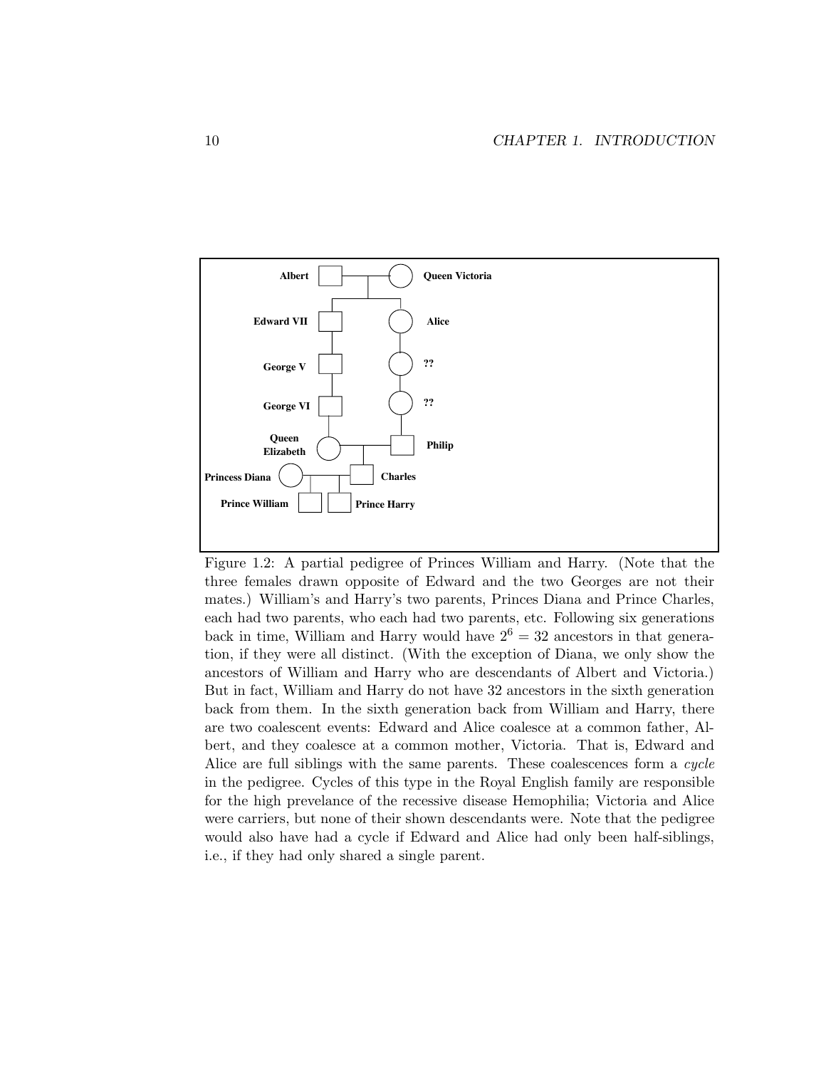Figure 1.2: A partial pedigree of Princes William and Harry. (Note that the three females drawn opposite of Edward and the two Georges are not their mates.) William's and Harry's two parents, Princes Diana and Prince Charles, each had two parents, who each had two parents, etc. Following six generations back in time, William and Harry would have $2^6 = 32$ ancestors in that generation, if they were all distinct. (With the exception of Diana, we only show the ancestors of William and Harry who are descendants of Albert and Victoria.) But in fact, William and Harry do not have 32 ancestors in the sixth generation back from them. In the sixth generation back from William and Harry, there are two coalescent events: Edward and Alice coalesce at a common father, Albert, and they coalesce at a common mother, Victoria. That is, Edward and Alice are full siblings with the same parents. These coalescences form a *cycle* in the pedigree. Cycles of this type in the Royal English family are responsible for the high prevelance of the recessive disease Hemophilia; Victoria and Alice were carriers, but none of their shown descendants were. Note that the pedigree would also have had a cycle if Edward and Alice had only been half-siblings, i.e., if they had only shared a single parent.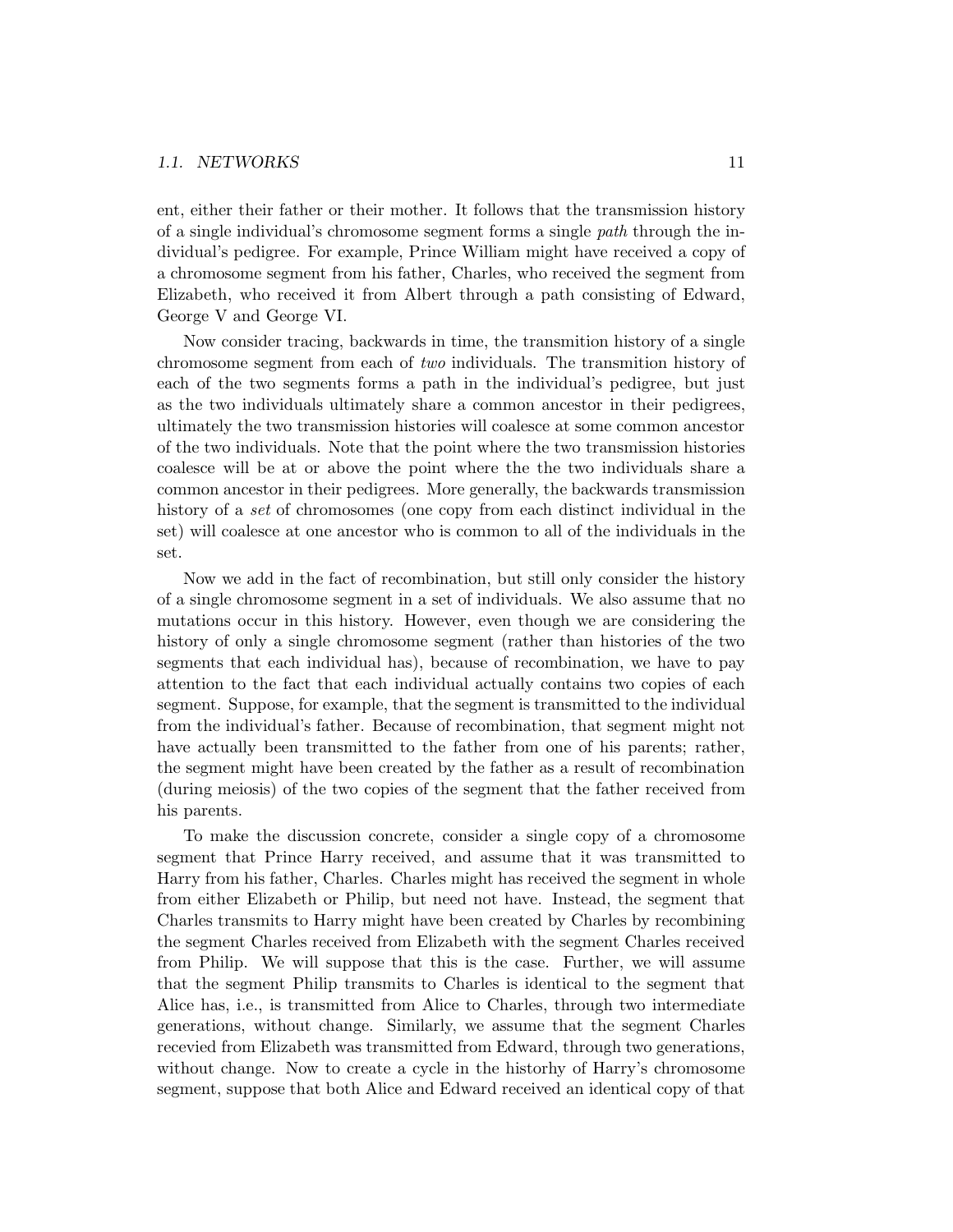ent, either their father or their mother. It follows that the transmission history of a single individual's chromosome segment forms a single *path* through the individual's pedigree. For example, Prince William might have received a copy of a chromosome segment from his father, Charles, who received the segment from Elizabeth, who received it from Albert through a path consisting of Edward, George V and George VI.

Now consider tracing, backwards in time, the transmition history of a single chromosome segment from each of *two* individuals. The transmition history of each of the two segments forms a path in the individual's pedigree, but just as the two individuals ultimately share a common ancestor in their pedigrees, ultimately the two transmission histories will coalesce at some common ancestor of the two individuals. Note that the point where the two transmission histories coalesce will be at or above the point where the the two individuals share a common ancestor in their pedigrees. More generally, the backwards transmission history of a *set* of chromosomes (one copy from each distinct individual in the set) will coalesce at one ancestor who is common to all of the individuals in the set.

Now we add in the fact of recombination, but still only consider the history of a single chromosome segment in a set of individuals. We also assume that no mutations occur in this history. However, even though we are considering the history of only a single chromosome segment (rather than histories of the two segments that each individual has), because of recombination, we have to pay attention to the fact that each individual actually contains two copies of each segment. Suppose, for example, that the segment is transmitted to the individual from the individual's father. Because of recombination, that segment might not have actually been transmitted to the father from one of his parents; rather, the segment might have been created by the father as a result of recombination (during meiosis) of the two copies of the segment that the father received from his parents.

To make the discussion concrete, consider a single copy of a chromosome segment that Prince Harry received, and assume that it was transmitted to Harry from his father, Charles. Charles might has received the segment in whole from either Elizabeth or Philip, but need not have. Instead, the segment that Charles transmits to Harry might have been created by Charles by recombining the segment Charles received from Elizabeth with the segment Charles received from Philip. We will suppose that this is the case. Further, we will assume that the segment Philip transmits to Charles is identical to the segment that Alice has, i.e., is transmitted from Alice to Charles, through two intermediate generations, without change. Similarly, we assume that the segment Charles recevied from Elizabeth was transmitted from Edward, through two generations, without change. Now to create a cycle in the historhy of Harry's chromosome segment, suppose that both Alice and Edward received an identical copy of that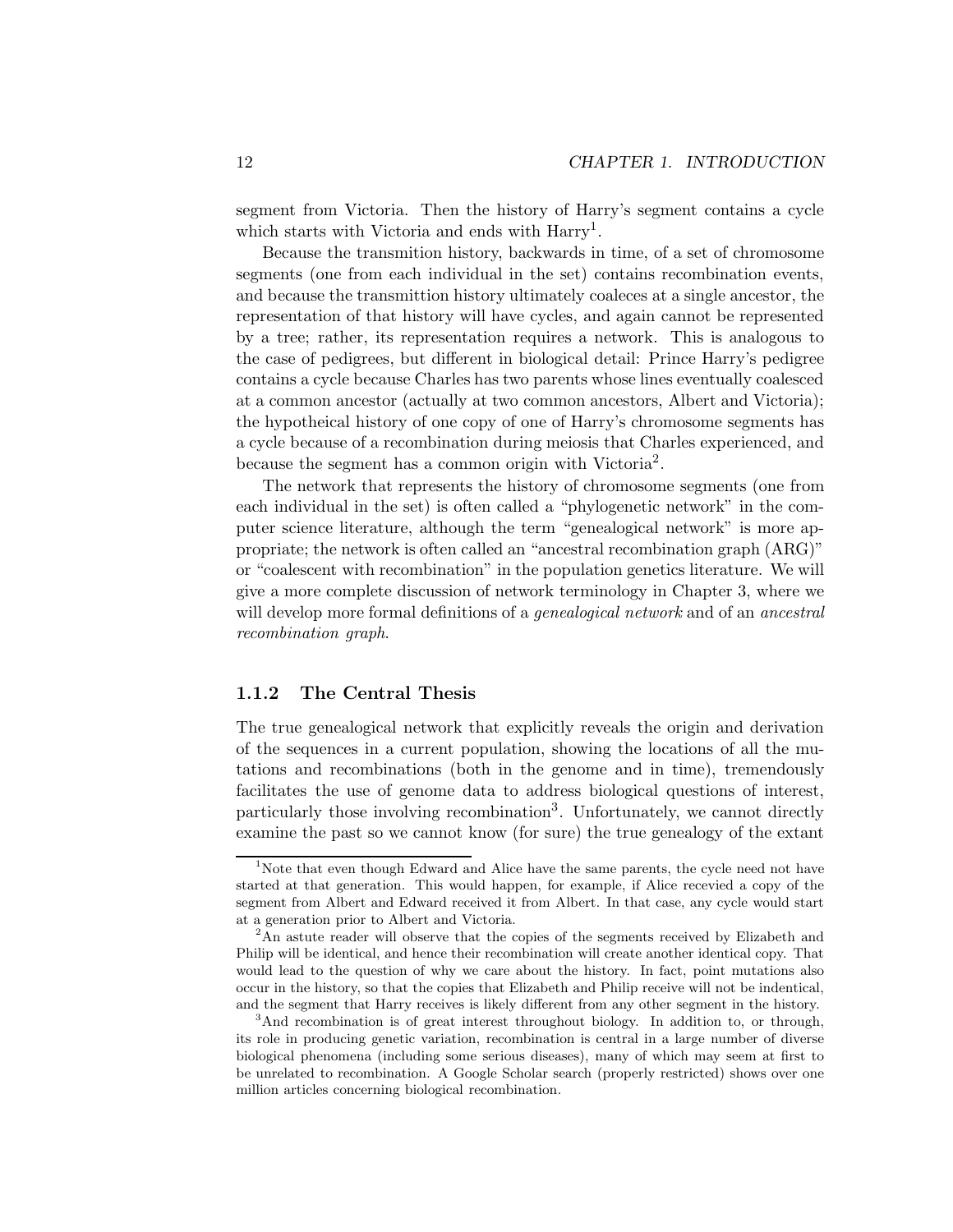segment from Victoria. Then the history of Harry's segment contains a cycle which starts with Victoria and ends with Harry[1].

Because the transmition history, backwards in time, of a set of chromosome segments (one from each individual in the set) contains recombination events, and because the transmittion history ultimately coaleces at a single ancestor, the representation of that history will have cycles, and again cannot be represented by a tree; rather, its representation requires a network. This is analogous to the case of pedigrees, but different in biological detail: Prince Harry's pedigree contains a cycle because Charles has two parents whose lines eventually coalesced at a common ancestor (actually at two common ancestors, Albert and Victoria); the hypotheical history of one copy of one of Harry's chromosome segments has a cycle because of a recombination during meiosis that Charles experienced, and because the segment has a common origin with Victoria[2].

The network that represents the history of chromosome segments (one from each individual in the set) is often called a "phylogenetic network" in the computer science literature, although the term "genealogical network" is more appropriate; the network is often called an "ancestral recombination graph (ARG)" or "coalescent with recombination" in the population genetics literature. We will give a more complete discussion of network terminology in Chapter 3, where we will develop more formal definitions of a *genealogical network* and of an *ancestral recombination graph*.

### 1.1.2 The Central Thesis

The true genealogical network that explicitly reveals the origin and derivation of the sequences in a current population, showing the locations of all the mutations and recombinations (both in the genome and in time), tremendously facilitates the use of genome data to address biological questions of interest, particularly those involving recombination[3]. Unfortunately, we cannot directly examine the past so we cannot know (for sure) the true genealogy of the extant

---

[1] Note that even though Edward and Alice have the same parents, the cycle need not have started at that generation. This would happen, for example, if Alice recevied a copy of the segment from Albert and Edward received it from Albert. In that case, any cycle would start at a generation prior to Albert and Victoria.

[2] An astute reader will observe that the copies of the segments received by Elizabeth and Philip will be identical, and hence their recombination will create another identical copy. That would lead to the question of why we care about the history. In fact, point mutations also occur in the history, so that the copies that Elizabeth and Philip receive will not be indentical, and the segment that Harry receives is likely different from any other segment in the history.

[3] And recombination is of great interest throughout biology. In addition to, or through, its role in producing genetic variation, recombination is central in a large number of diverse biological phenomena (including some serious diseases), many of which may seem at first to be unrelated to recombination. A Google Scholar search (properly restricted) shows over one million articles concerning biological recombination.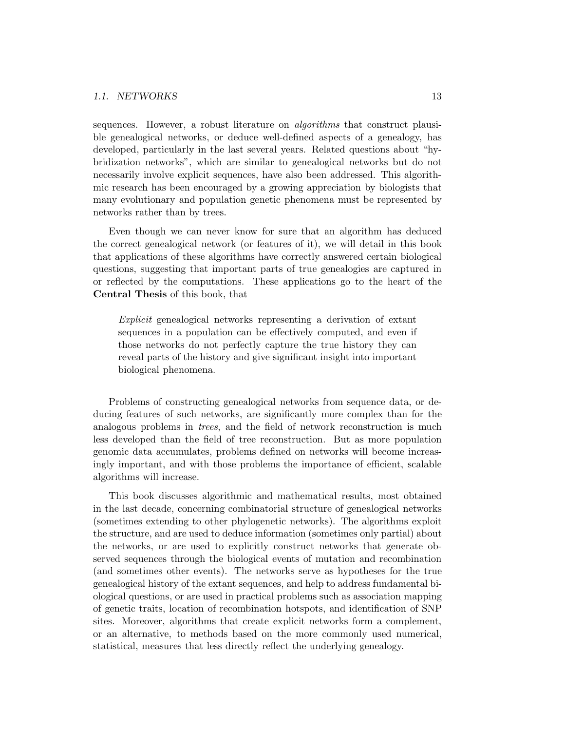sequences. However, a robust literature on *algorithms* that construct plausible genealogical networks, or deduce well-defined aspects of a genealogy, has developed, particularly in the last several years. Related questions about "hybridization networks", which are similar to genealogical networks but do not necessarily involve explicit sequences, have also been addressed. This algorithmic research has been encouraged by a growing appreciation by biologists that many evolutionary and population genetic phenomena must be represented by networks rather than by trees.

Even though we can never know for sure that an algorithm has deduced the correct genealogical network (or features of it), we will detail in this book that applications of these algorithms have correctly answered certain biological questions, suggesting that important parts of true genealogies are captured in or reflected by the computations. These applications go to the heart of the **Central Thesis** of this book, that

> *Explicit* genealogical networks representing a derivation of extant sequences in a population can be effectively computed, and even if those networks do not perfectly capture the true history they can reveal parts of the history and give significant insight into important biological phenomena.

Problems of constructing genealogical networks from sequence data, or deducing features of such networks, are significantly more complex than for the analogous problems in *trees*, and the field of network reconstruction is much less developed than the field of tree reconstruction. But as more population genomic data accumulates, problems defined on networks will become increasingly important, and with those problems the importance of efficient, scalable algorithms will increase.

This book discusses algorithmic and mathematical results, most obtained in the last decade, concerning combinatorial structure of genealogical networks (sometimes extending to other phylogenetic networks). The algorithms exploit the structure, and are used to deduce information (sometimes only partial) about the networks, or are used to explicitly construct networks that generate observed sequences through the biological events of mutation and recombination (and sometimes other events). The networks serve as hypotheses for the true genealogical history of the extant sequences, and help to address fundamental biological questions, or are used in practical problems such as association mapping of genetic traits, location of recombination hotspots, and identification of SNP sites. Moreover, algorithms that create explicit networks form a complement, or an alternative, to methods based on the more commonly used numerical, statistical, measures that less directly reflect the underlying genealogy.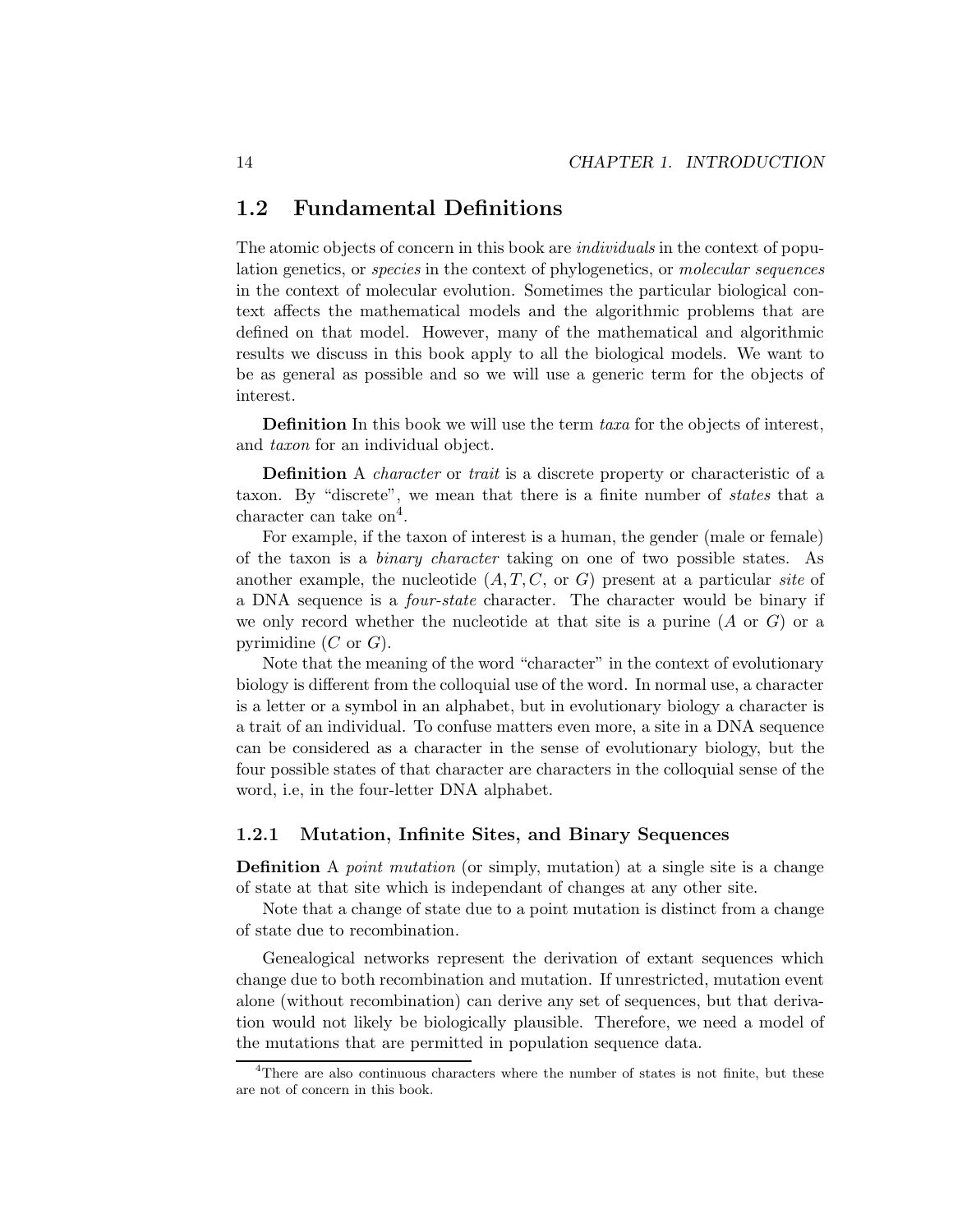## 1.2 Fundamental Definitions

The atomic objects of concern in this book are *individuals* in the context of population genetics, or *species* in the context of phylogenetics, or *molecular sequences* in the context of molecular evolution. Sometimes the particular biological context affects the mathematical models and the algorithmic problems that are defined on that model. However, many of the mathematical and algorithmic results we discuss in this book apply to all the biological models. We want to be as general as possible and so we will use a generic term for the objects of interest.

**Definition** In this book we will use the term *taxa* for the objects of interest, and *taxon* for an individual object.

**Definition** A *character* or *trait* is a discrete property or characteristic of a taxon. By "discrete", we mean that there is a finite number of *states* that a character can take on[4].

For example, if the taxon of interest is a human, the gender (male or female) of the taxon is a *binary character* taking on one of two possible states. As another example, the nucleotide ($A, T, C$, or $G$) present at a particular *site* of a DNA sequence is a *four-state* character. The character would be binary if we only record whether the nucleotide at that site is a purine ($A$ or $G$) or a pyrimidine ($C$ or $G$).

Note that the meaning of the word "character" in the context of evolutionary biology is different from the colloquial use of the word. In normal use, a character is a letter or a symbol in an alphabet, but in evolutionary biology a character is a trait of an individual. To confuse matters even more, a site in a DNA sequence can be considered as a character in the sense of evolutionary biology, but the four possible states of that character are characters in the colloquial sense of the word, i.e, in the four-letter DNA alphabet.

### 1.2.1 Mutation, Infinite Sites, and Binary Sequences

**Definition** A *point mutation* (or simply, mutation) at a single site is a change of state at that site which is independant of changes at any other site.

Note that a change of state due to a point mutation is distinct from a change of state due to recombination.

Genealogical networks represent the derivation of extant sequences which change due to both recombination and mutation. If unrestricted, mutation event alone (without recombination) can derive any set of sequences, but that derivation would not likely be biologically plausible. Therefore, we need a model of the mutations that are permitted in population sequence data.

[4]There are also continuous characters where the number of states is not finite, but these are not of concern in this book.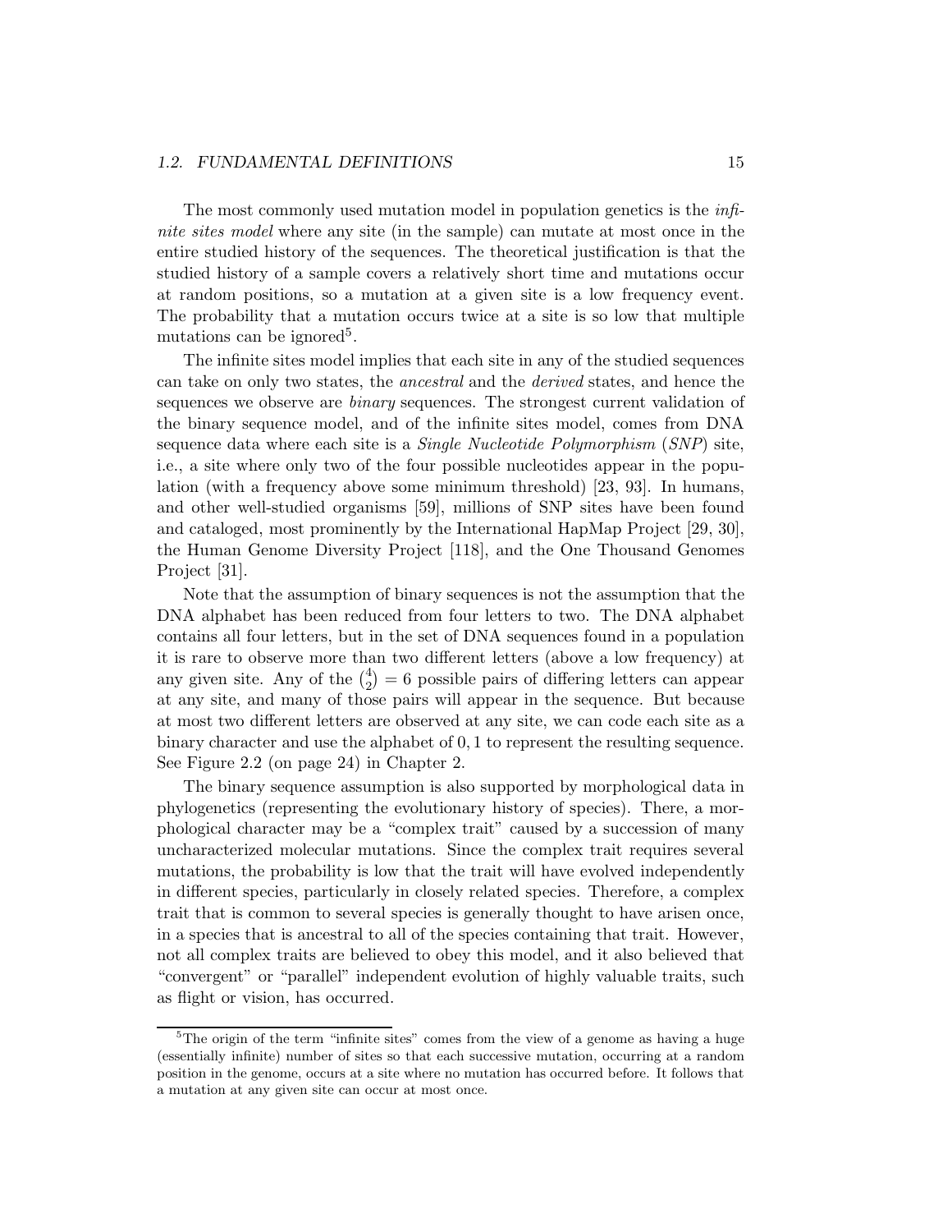The most commonly used mutation model in population genetics is the *infinite sites model* where any site (in the sample) can mutate at most once in the entire studied history of the sequences. The theoretical justification is that the studied history of a sample covers a relatively short time and mutations occur at random positions, so a mutation at a given site is a low frequency event. The probability that a mutation occurs twice at a site is so low that multiple mutations can be ignored[5].

The infinite sites model implies that each site in any of the studied sequences can take on only two states, the *ancestral* and the *derived* states, and hence the sequences we observe are *binary* sequences. The strongest current validation of the binary sequence model, and of the infinite sites model, comes from DNA sequence data where each site is a *Single Nucleotide Polymorphism* (*SNP*) site, i.e., a site where only two of the four possible nucleotides appear in the population (with a frequency above some minimum threshold) [23, 93]. In humans, and other well-studied organisms [59], millions of SNP sites have been found and cataloged, most prominently by the International HapMap Project [29, 30], the Human Genome Diversity Project [118], and the One Thousand Genomes Project [31].

Note that the assumption of binary sequences is not the assumption that the DNA alphabet has been reduced from four letters to two. The DNA alphabet contains all four letters, but in the set of DNA sequences found in a population it is rare to observe more than two different letters (above a low frequency) at any given site. Any of the $\binom{4}{2} = 6$ possible pairs of differing letters can appear at any site, and many of those pairs will appear in the sequence. But because at most two different letters are observed at any site, we can code each site as a binary character and use the alphabet of $0, 1$ to represent the resulting sequence. See Figure 2.2 (on page 24) in Chapter 2.

The binary sequence assumption is also supported by morphological data in phylogenetics (representing the evolutionary history of species). There, a morphological character may be a "complex trait" caused by a succession of many uncharacterized molecular mutations. Since the complex trait requires several mutations, the probability is low that the trait will have evolved independently in different species, particularly in closely related species. Therefore, a complex trait that is common to several species is generally thought to have arisen once, in a species that is ancestral to all of the species containing that trait. However, not all complex traits are believed to obey this model, and it also believed that "convergent" or "parallel" independent evolution of highly valuable traits, such as flight or vision, has occurred.

---

[5] The origin of the term "infinite sites" comes from the view of a genome as having a huge (essentially infinite) number of sites so that each successive mutation, occurring at a random position in the genome, occurs at a site where no mutation has occurred before. It follows that a mutation at any given site can occur at most once.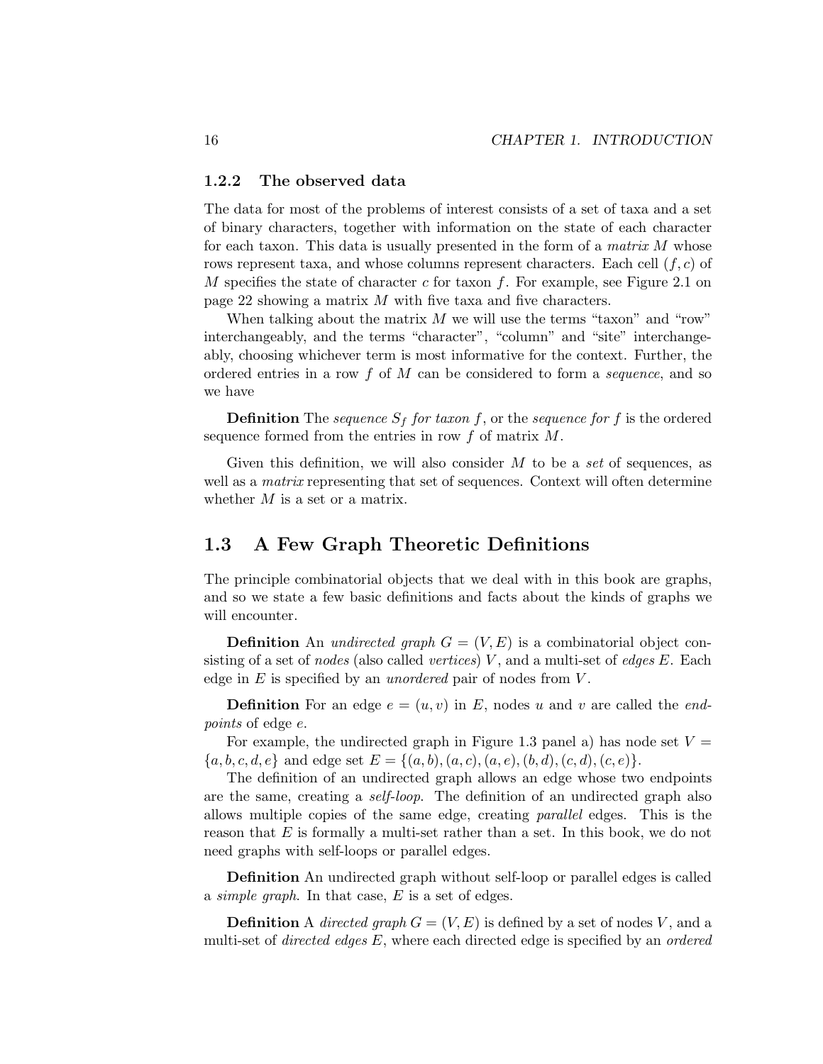### 1.2.2 The observed data

The data for most of the problems of interest consists of a set of taxa and a set of binary characters, together with information on the state of each character for each taxon. This data is usually presented in the form of a *matrix* $M$ whose rows represent taxa, and whose columns represent characters. Each cell $(f, c)$ of $M$ specifies the state of character $c$ for taxon $f$. For example, see Figure 2.1 on page 22 showing a matrix $M$ with five taxa and five characters.

When talking about the matrix $M$ we will use the terms "taxon" and "row" interchangeably, and the terms "character", "column" and "site" interchangeably, choosing whichever term is most informative for the context. Further, the ordered entries in a row $f$ of $M$ can be considered to form a *sequence*, and so we have

**Definition** The *sequence* $S_f$ *for taxon* $f$, or the *sequence for* $f$ is the ordered sequence formed from the entries in row $f$ of matrix $M$.

Given this definition, we will also consider $M$ to be a *set* of sequences, as well as a *matrix* representing that set of sequences. Context will often determine whether $M$ is a set or a matrix.

## 1.3 A Few Graph Theoretic Definitions

The principle combinatorial objects that we deal with in this book are graphs, and so we state a few basic definitions and facts about the kinds of graphs we will encounter.

**Definition** An *undirected graph* $G = (V, E)$ is a combinatorial object consisting of a set of *nodes* (also called *vertices*) $V$, and a multi-set of *edges* $E$. Each edge in $E$ is specified by an *unordered* pair of nodes from $V$.

**Definition** For an edge $e = (u, v)$ in $E$, nodes $u$ and $v$ are called the *endpoints* of edge $e$.

For example, the undirected graph in Figure 1.3 panel a) has node set $V = \{a, b, c, d, e\}$ and edge set $E = \{(a, b), (a, c), (a, e), (b, d), (c, d), (c, e)\}$.

The definition of an undirected graph allows an edge whose two endpoints are the same, creating a *self-loop*. The definition of an undirected graph also allows multiple copies of the same edge, creating *parallel* edges. This is the reason that $E$ is formally a multi-set rather than a set. In this book, we do not need graphs with self-loops or parallel edges.

**Definition** An undirected graph without self-loop or parallel edges is called a *simple graph*. In that case, $E$ is a set of edges.

**Definition** A *directed graph* $G = (V, E)$ is defined by a set of nodes $V$, and a multi-set of *directed edges* $E$, where each directed edge is specified by an *ordered*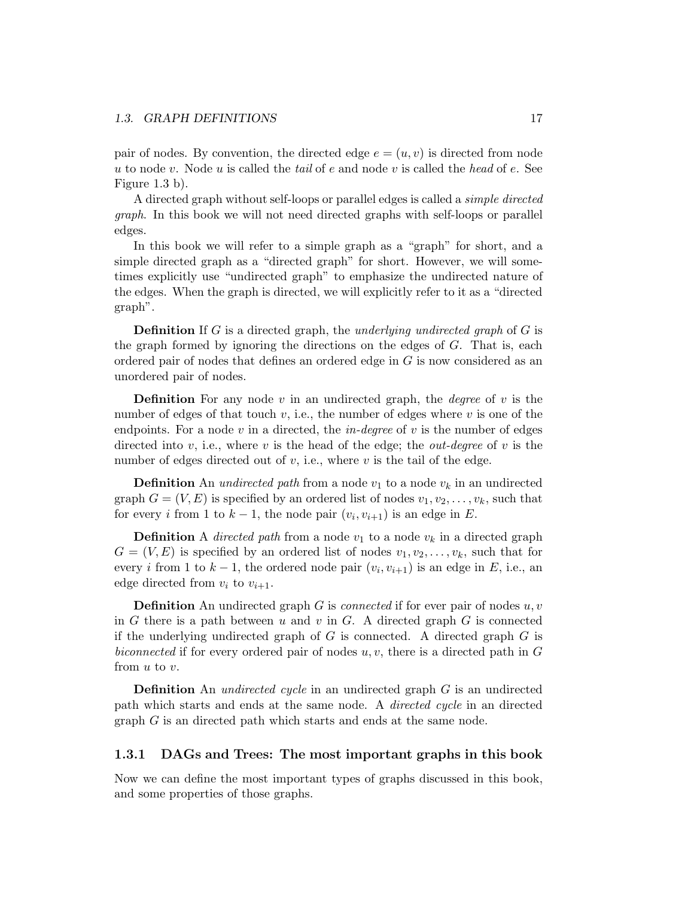pair of nodes. By convention, the directed edge $e = (u, v)$ is directed from node $u$ to node $v$. Node $u$ is called the *tail* of $e$ and node $v$ is called the *head* of $e$. See Figure 1.3 b).

A directed graph without self-loops or parallel edges is called a *simple directed graph*. In this book we will not need directed graphs with self-loops or parallel edges.

In this book we will refer to a simple graph as a "graph" for short, and a simple directed graph as a "directed graph" for short. However, we will sometimes explicitly use "undirected graph" to emphasize the undirected nature of the edges. When the graph is directed, we will explicitly refer to it as a "directed graph".

**Definition** If $G$ is a directed graph, the *underlying undirected graph* of $G$ is the graph formed by ignoring the directions on the edges of $G$. That is, each ordered pair of nodes that defines an ordered edge in $G$ is now considered as an unordered pair of nodes.

**Definition** For any node $v$ in an undirected graph, the *degree* of $v$ is the number of edges of that touch $v$, i.e., the number of edges where $v$ is one of the endpoints. For a node $v$ in a directed, the *in-degree* of $v$ is the number of edges directed into $v$, i.e., where $v$ is the head of the edge; the *out-degree* of $v$ is the number of edges directed out of $v$, i.e., where $v$ is the tail of the edge.

**Definition** An *undirected path* from a node $v_1$ to a node $v_k$ in an undirected graph $G = (V, E)$ is specified by an ordered list of nodes $v_1, v_2, \ldots, v_k$, such that for every $i$ from 1 to $k - 1$, the node pair $(v_i, v_{i+1})$ is an edge in $E$.

**Definition** A *directed path* from a node $v_1$ to a node $v_k$ in a directed graph $G = (V, E)$ is specified by an ordered list of nodes $v_1, v_2, \ldots, v_k$, such that for every $i$ from 1 to $k - 1$, the ordered node pair $(v_i, v_{i+1})$ is an edge in $E$, i.e., an edge directed from $v_i$ to $v_{i+1}$.

**Definition** An undirected graph $G$ is *connected* if for ever pair of nodes $u, v$ in $G$ there is a path between $u$ and $v$ in $G$. A directed graph $G$ is connected if the underlying undirected graph of $G$ is connected. A directed graph $G$ is *biconnected* if for every ordered pair of nodes $u, v$, there is a directed path in $G$ from $u$ to $v$.

**Definition** An *undirected cycle* in an undirected graph $G$ is an undirected path which starts and ends at the same node. A *directed cycle* in an directed graph $G$ is an directed path which starts and ends at the same node.

### 1.3.1 DAGs and Trees: The most important graphs in this book

Now we can define the most important types of graphs discussed in this book, and some properties of those graphs.